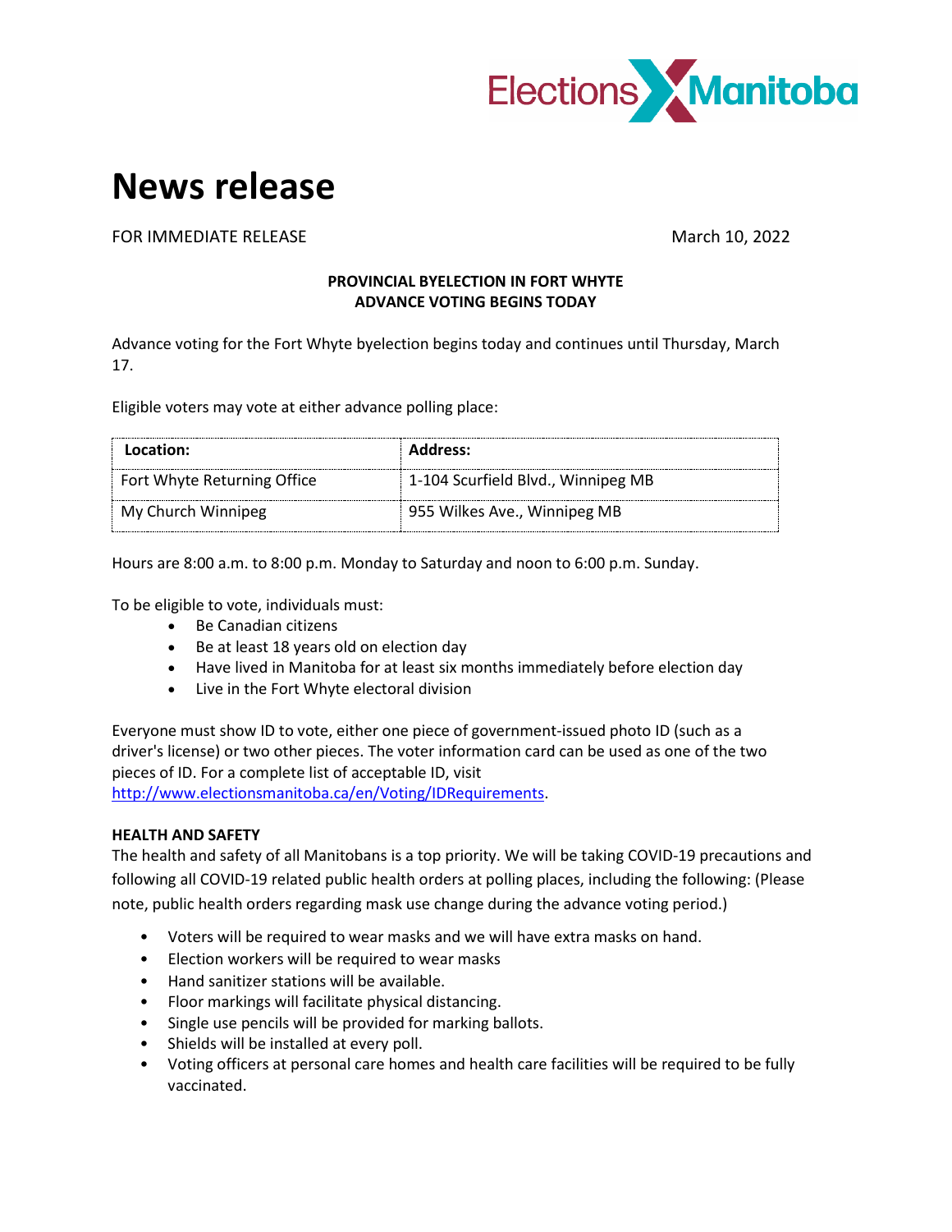Elections Manitoba

# News release

FOR IMMEDIATE RELEASE March 10, 2022

**PROVINCIAL BYELECTION IN FORT WHYTE**
**ADVANCE VOTING BEGINS TODAY**

Advance voting for the Fort Whyte byelection begins today and continues until Thursday, March 17.

Eligible voters may vote at either advance polling place:

| Location: | Address: |
|---|---|
| Fort Whyte Returning Office | 1-104 Scurfield Blvd., Winnipeg MB |
| My Church Winnipeg | 955 Wilkes Ave., Winnipeg MB |

Hours are 8:00 a.m. to 8:00 p.m. Monday to Saturday and noon to 6:00 p.m. Sunday.

To be eligible to vote, individuals must:

- Be Canadian citizens
- Be at least 18 years old on election day
- Have lived in Manitoba for at least six months immediately before election day
- Live in the Fort Whyte electoral division

Everyone must show ID to vote, either one piece of government-issued photo ID (such as a driver's license) or two other pieces. The voter information card can be used as one of the two pieces of ID. For a complete list of acceptable ID, visit http://www.electionsmanitoba.ca/en/Voting/IDRequirements.

**HEALTH AND SAFETY**

The health and safety of all Manitobans is a top priority. We will be taking COVID-19 precautions and following all COVID-19 related public health orders at polling places, including the following: (Please note, public health orders regarding mask use change during the advance voting period.)

- Voters will be required to wear masks and we will have extra masks on hand.
- Election workers will be required to wear masks
- Hand sanitizer stations will be available.
- Floor markings will facilitate physical distancing.
- Single use pencils will be provided for marking ballots.
- Shields will be installed at every poll.
- Voting officers at personal care homes and health care facilities will be required to be fully vaccinated.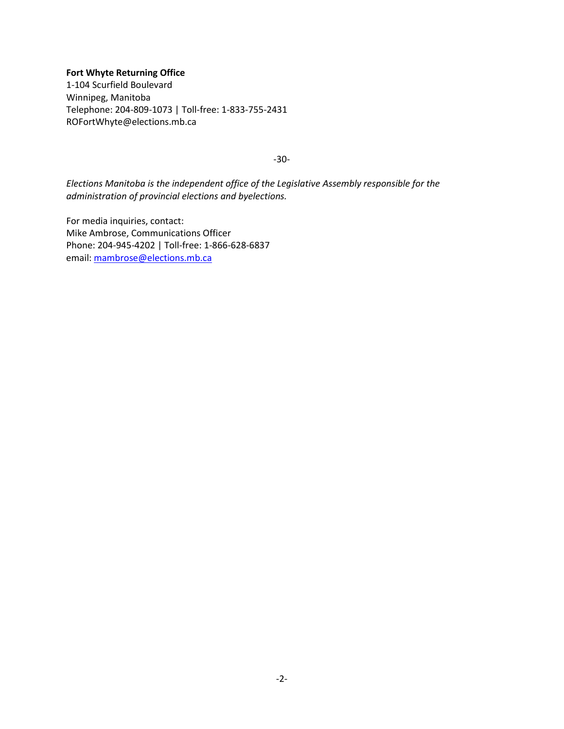**Fort Whyte Returning Office**
1-104 Scurfield Boulevard
Winnipeg, Manitoba
Telephone: 204-809-1073 | Toll-free: 1-833-755-2431
ROFortWhyte@elections.mb.ca

-30-

*Elections Manitoba is the independent office of the Legislative Assembly responsible for the administration of provincial elections and byelections.*

For media inquiries, contact:
Mike Ambrose, Communications Officer
Phone: 204-945-4202 | Toll-free: 1-866-628-6837
email: mambrose@elections.mb.ca